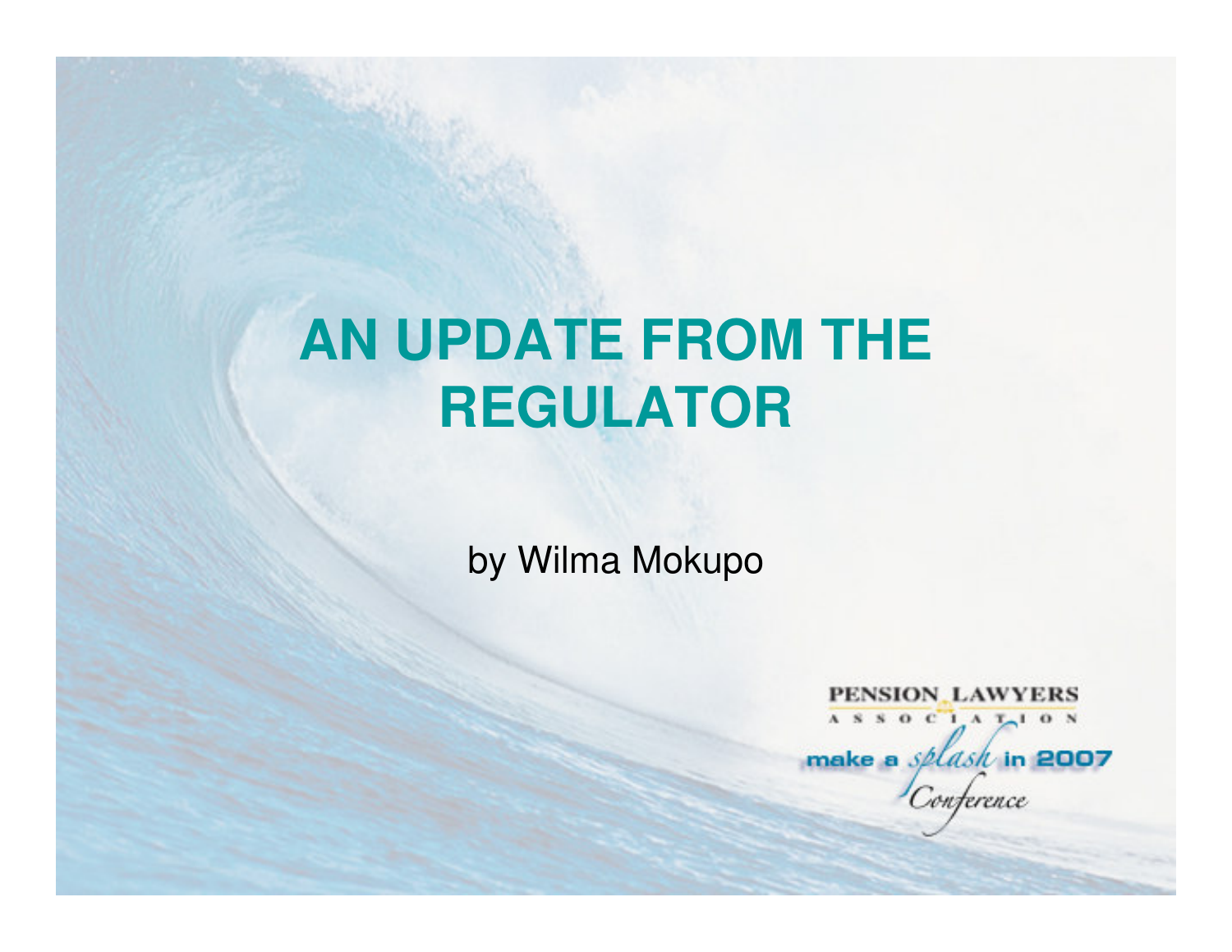# AN UPDATE FROM THE REGULATOR

by Wilma Mokupo

PENSION LAWYERS ASSOCIATION

make a splash in 2007 Conference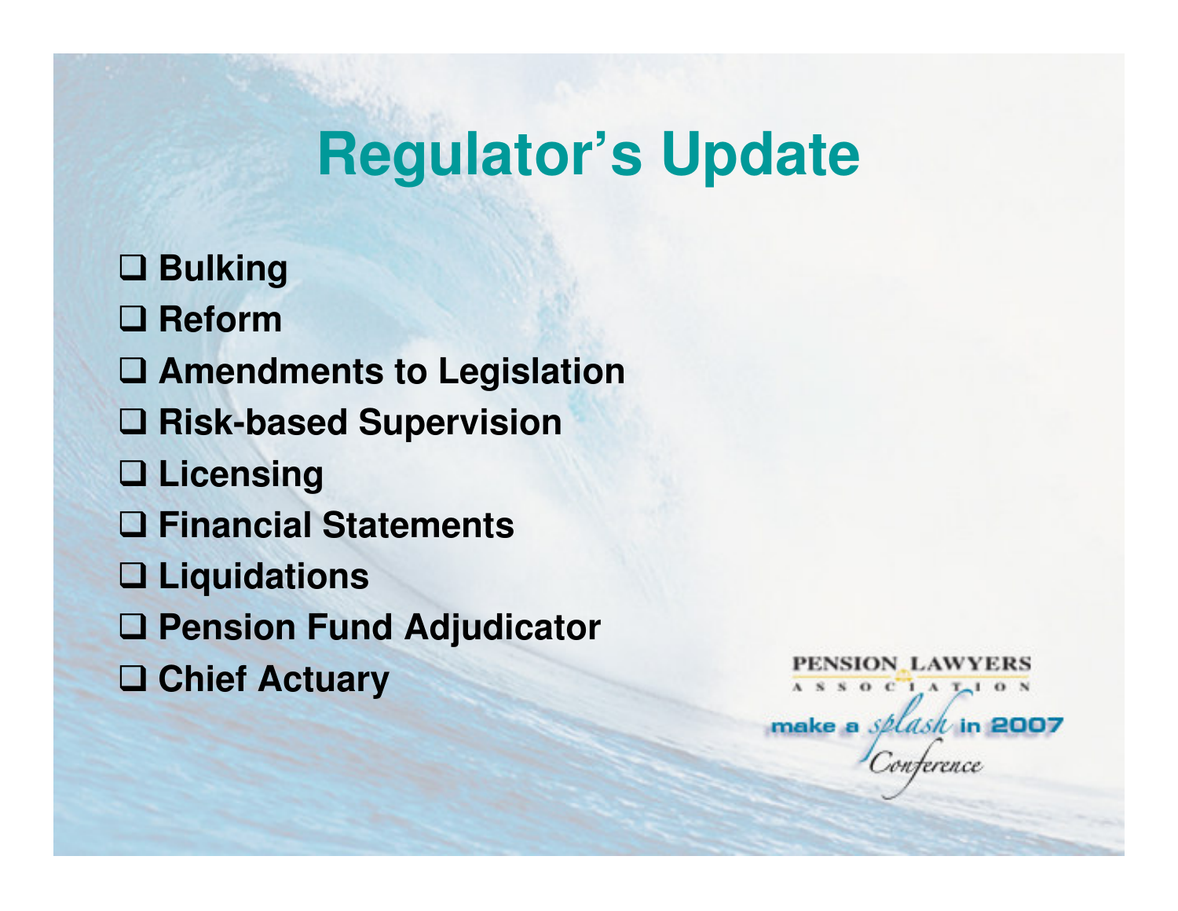# Regulator's Update

- Bulking
- Reform
- Amendments to Legislation
- Risk-based Supervision
- Licensing
- Financial Statements
- Liquidations
- Pension Fund Adjudicator
- Chief Actuary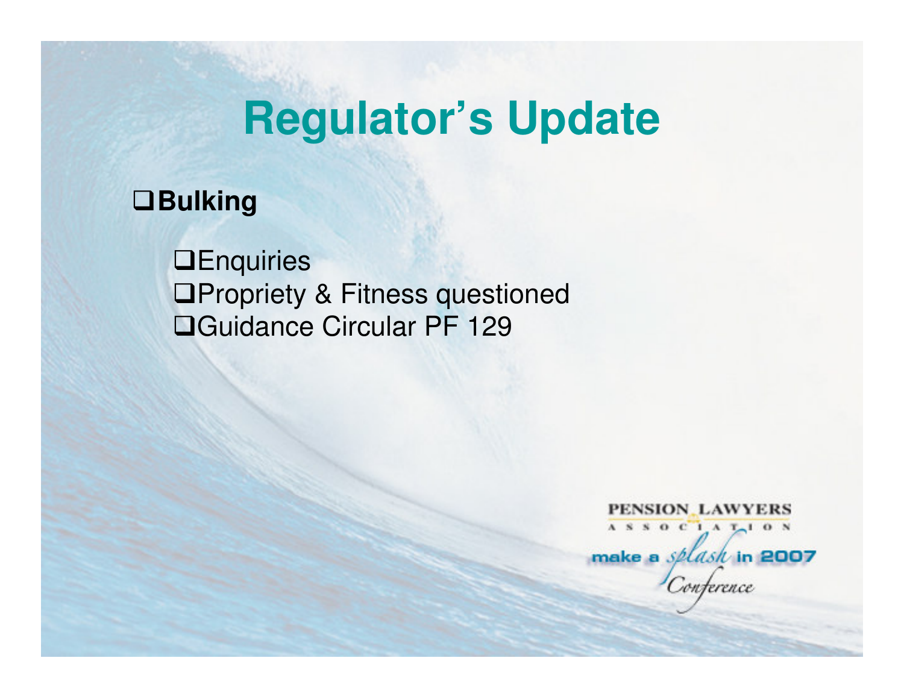# Regulator's Update

- **Bulking**
  - Enquiries
  - Propriety & Fitness questioned
  - Guidance Circular PF 129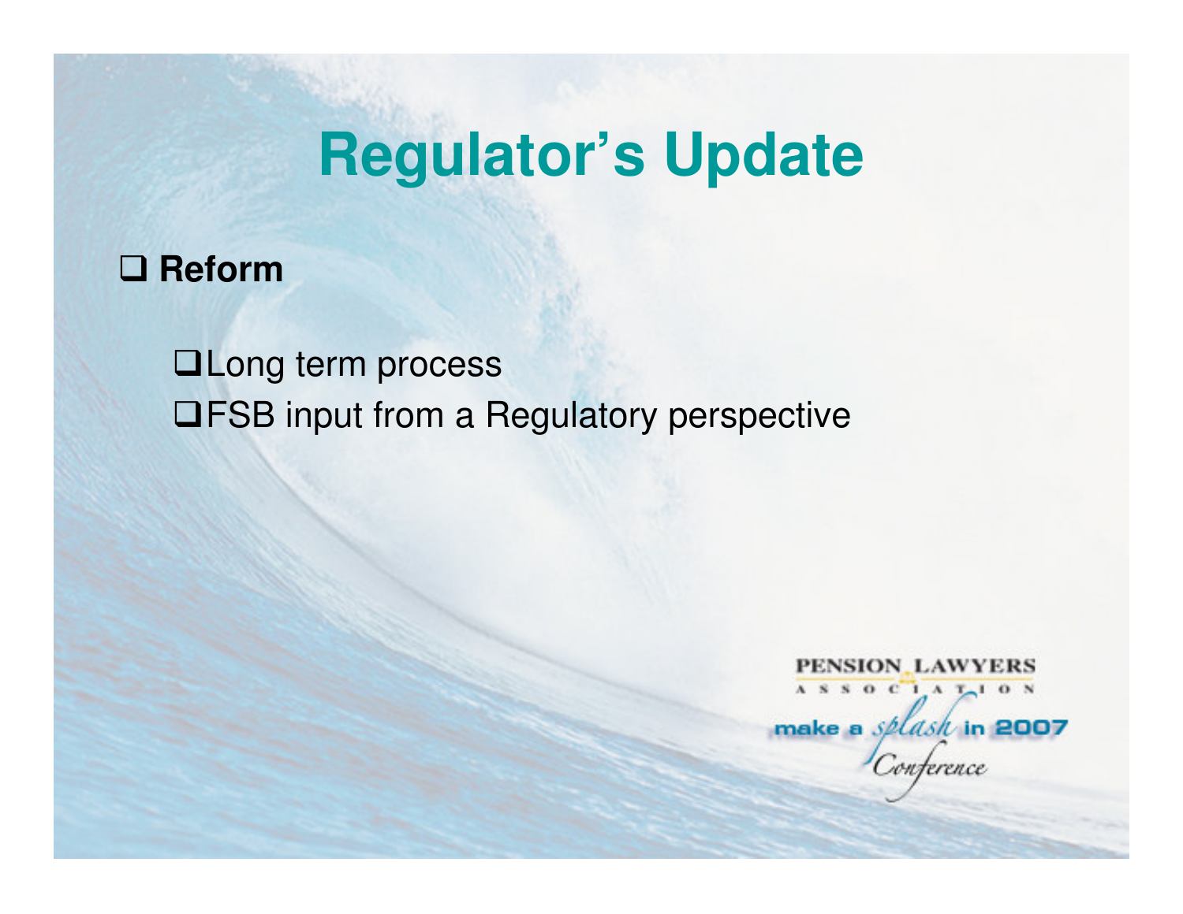# Regulator's Update

- **Reform**
  - Long term process
  - FSB input from a Regulatory perspective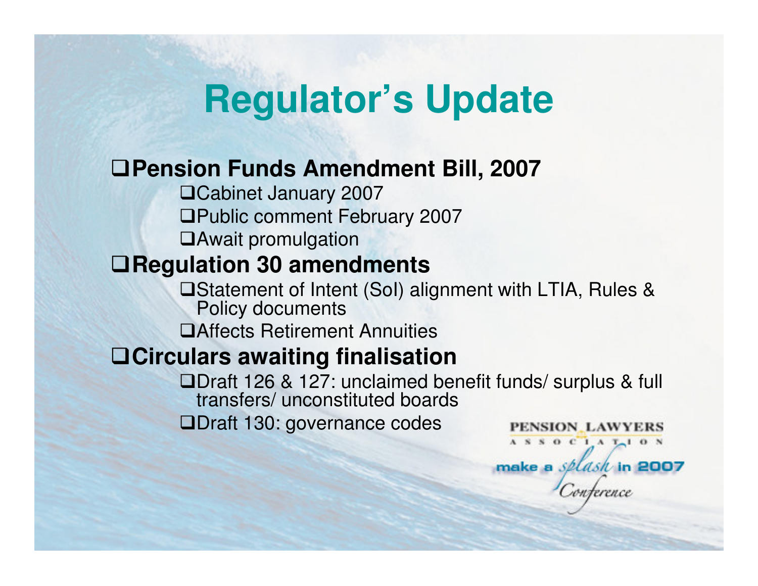# Regulator's Update

- **Pension Funds Amendment Bill, 2007**
  - Cabinet January 2007
  - Public comment February 2007
  - Await promulgation
- **Regulation 30 amendments**
  - Statement of Intent (SoI) alignment with LTIA, Rules & Policy documents
  - Affects Retirement Annuities
- **Circulars awaiting finalisation**
  - Draft 126 & 127: unclaimed benefit funds/ surplus & full transfers/ unconstituted boards
  - Draft 130: governance codes

PENSION LAWYERS ASSOCIATION

make a *splash* in 2007 *Conference*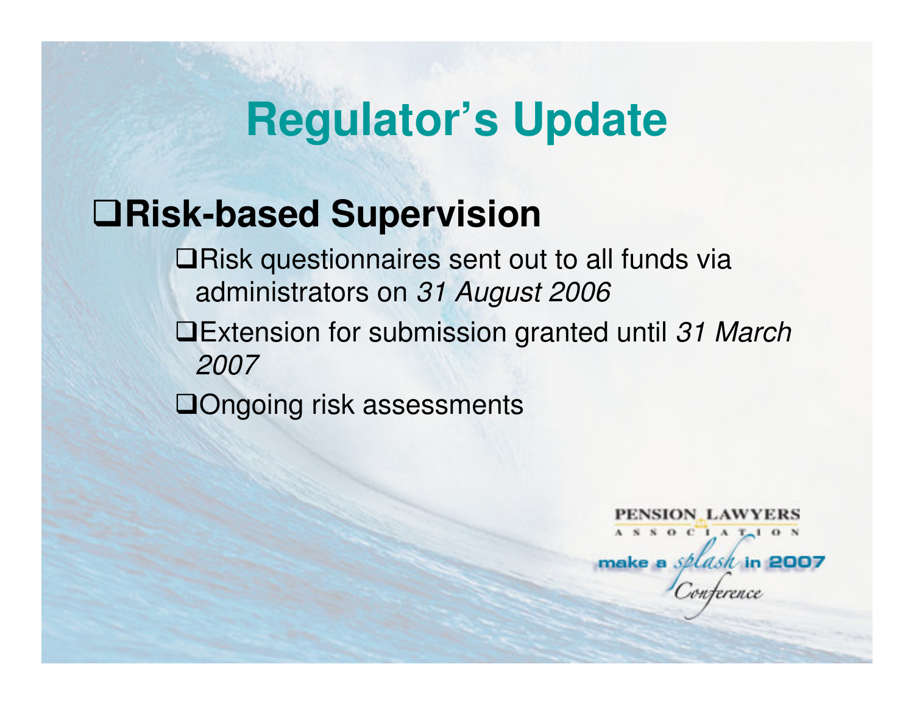# Regulator's Update

- **Risk-based Supervision**
  - Risk questionnaires sent out to all funds via administrators on *31 August 2006*
  - Extension for submission granted until *31 March 2007*
  - Ongoing risk assessments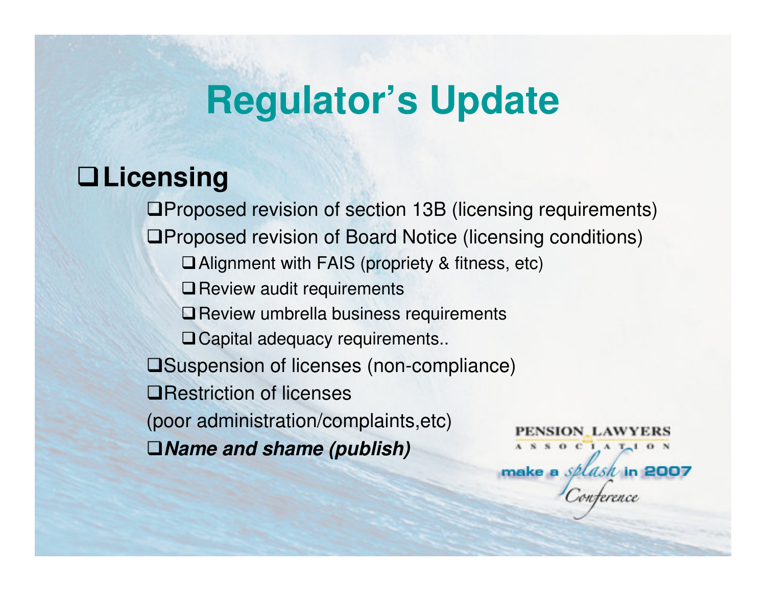# Regulator's Update

- **Licensing**
  - Proposed revision of section 13B (licensing requirements)
  - Proposed revision of Board Notice (licensing conditions)
    - Alignment with FAIS (propriety & fitness, etc)
    - Review audit requirements
    - Review umbrella business requirements
    - Capital adequacy requirements..
  - Suspension of licenses (non-compliance)
  - Restriction of licenses (poor administration/complaints,etc)
  - ***Name and shame (publish)***

PENSION LAWYERS ASSOCIATION

make a splash in 2007 Conference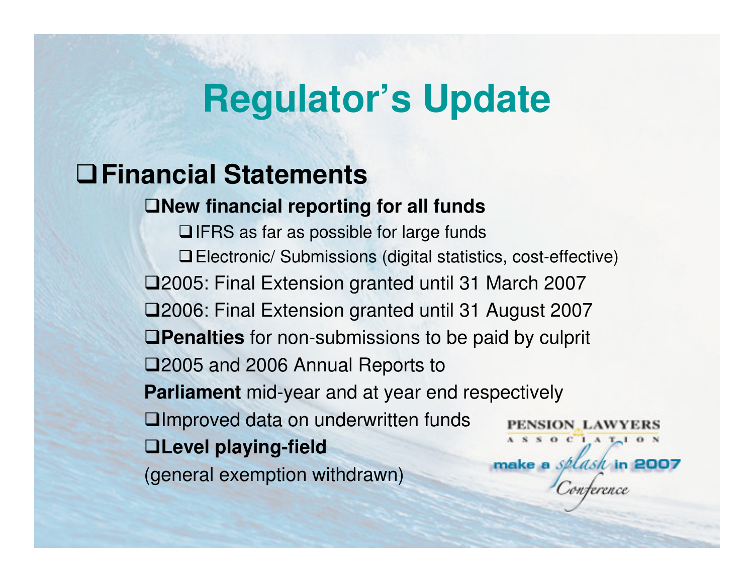# Regulator's Update

- **Financial Statements**
  - **New financial reporting for all funds**
    - IFRS as far as possible for large funds
    - Electronic/ Submissions (digital statistics, cost-effective)
  - 2005: Final Extension granted until 31 March 2007
  - 2006: Final Extension granted until 31 August 2007
  - **Penalties** for non-submissions to be paid by culprit
  - 2005 and 2006 Annual Reports to **Parliament** mid-year and at year end respectively
  - Improved data on underwritten funds
  - **Level playing-field** (general exemption withdrawn)

PENSION LAWYERS ASSOCIATION

make a splash in 2007 Conference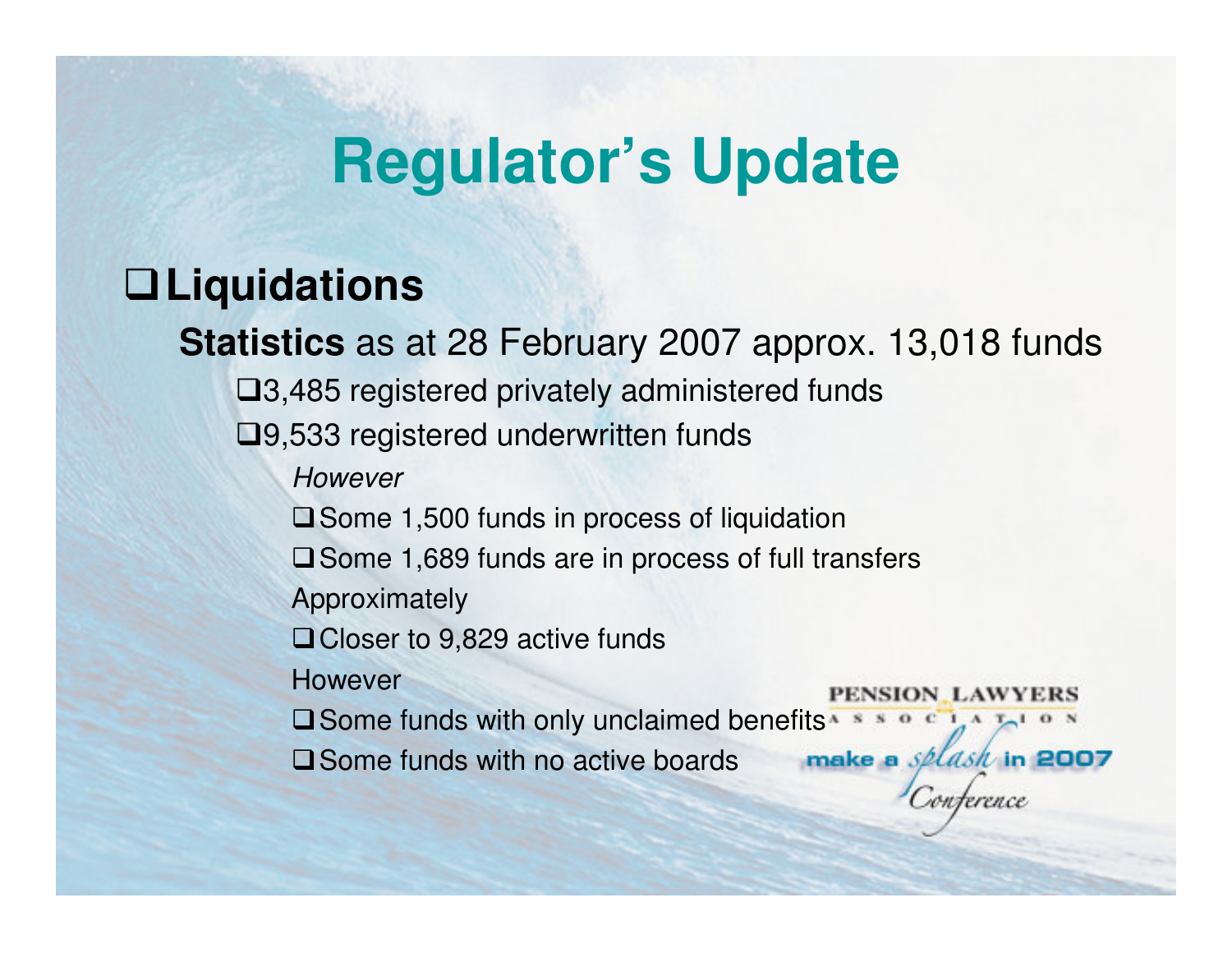# Regulator's Update

## Liquidations

**Statistics** as at 28 February 2007 approx. 13,018 funds

- 3,485 registered privately administered funds
- 9,533 registered underwritten funds

*However*

- Some 1,500 funds in process of liquidation
- Some 1,689 funds are in process of full transfers

Approximately

- Closer to 9,829 active funds

However

- Some funds with only unclaimed benefits
- Some funds with no active boards

PENSION LAWYERS ASSOCIATION
make a splash in 2007 Conference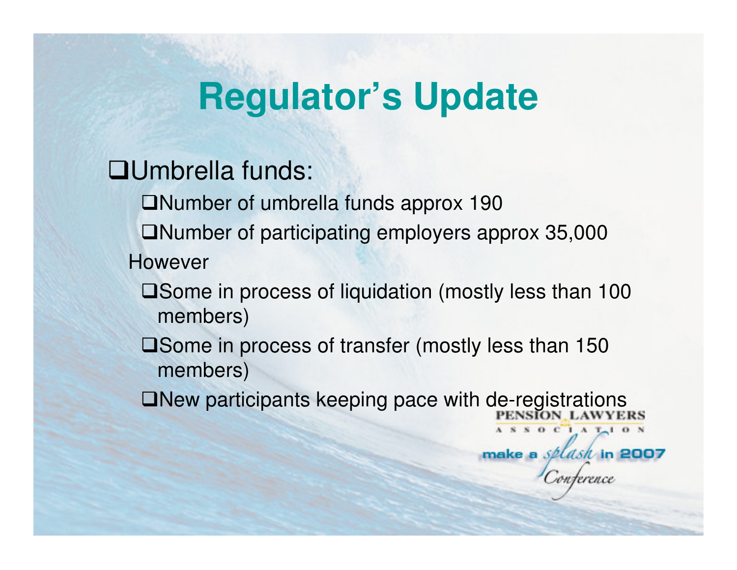# Regulator's Update

- Umbrella funds:
  - Number of umbrella funds approx 190
  - Number of participating employers approx 35,000

  However

  - Some in process of liquidation (mostly less than 100 members)
  - Some in process of transfer (mostly less than 150 members)
  - New participants keeping pace with de-registrations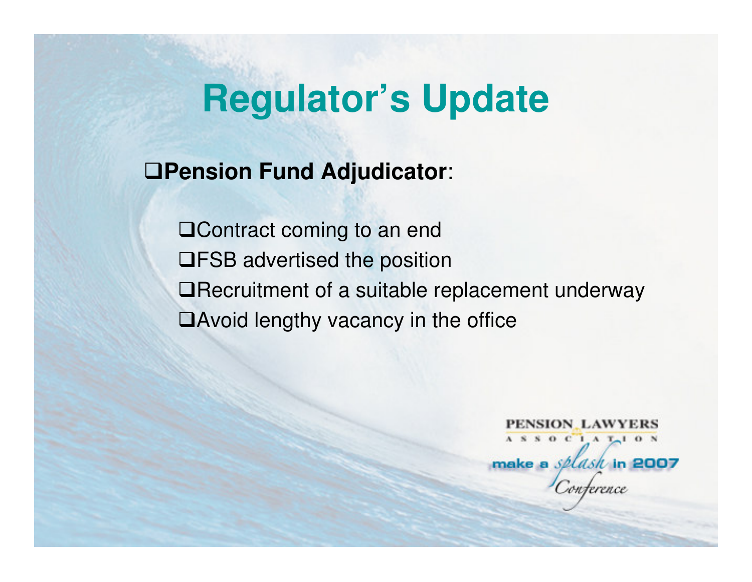# Regulator's Update

- **Pension Fund Adjudicator**:
  - Contract coming to an end
  - FSB advertised the position
  - Recruitment of a suitable replacement underway
  - Avoid lengthy vacancy in the office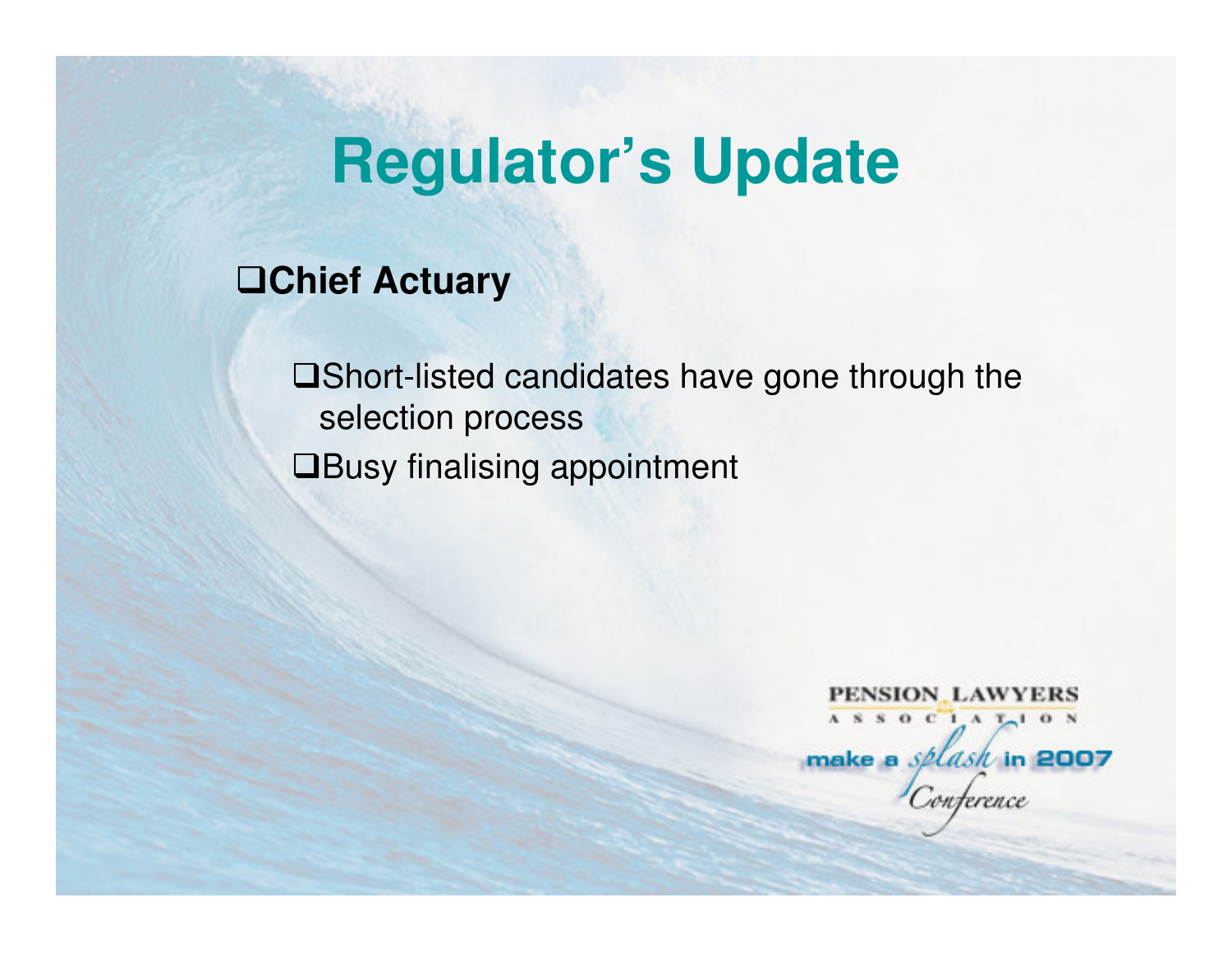# Regulator's Update

- **Chief Actuary**
  - Short-listed candidates have gone through the selection process
  - Busy finalising appointment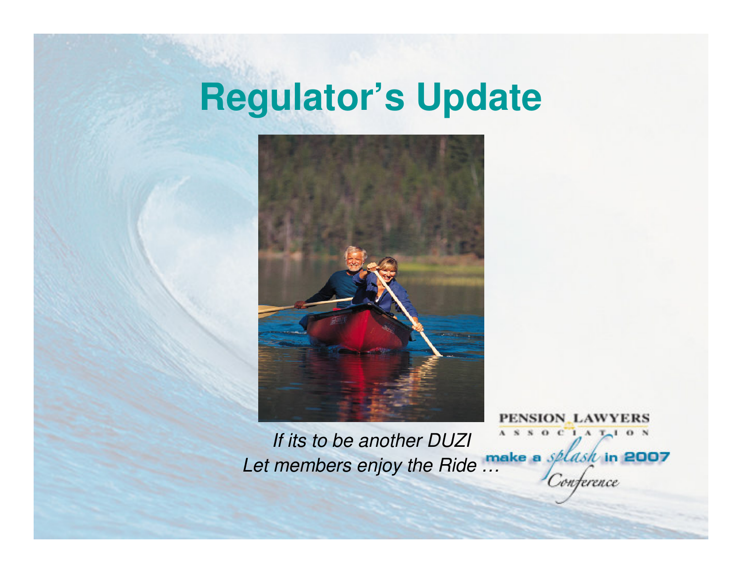# Regulator's Update

*If its to be another DUZI*
*Let members enjoy the Ride …*

PENSION LAWYERS ASSOCIATION

make a splash in 2007 Conference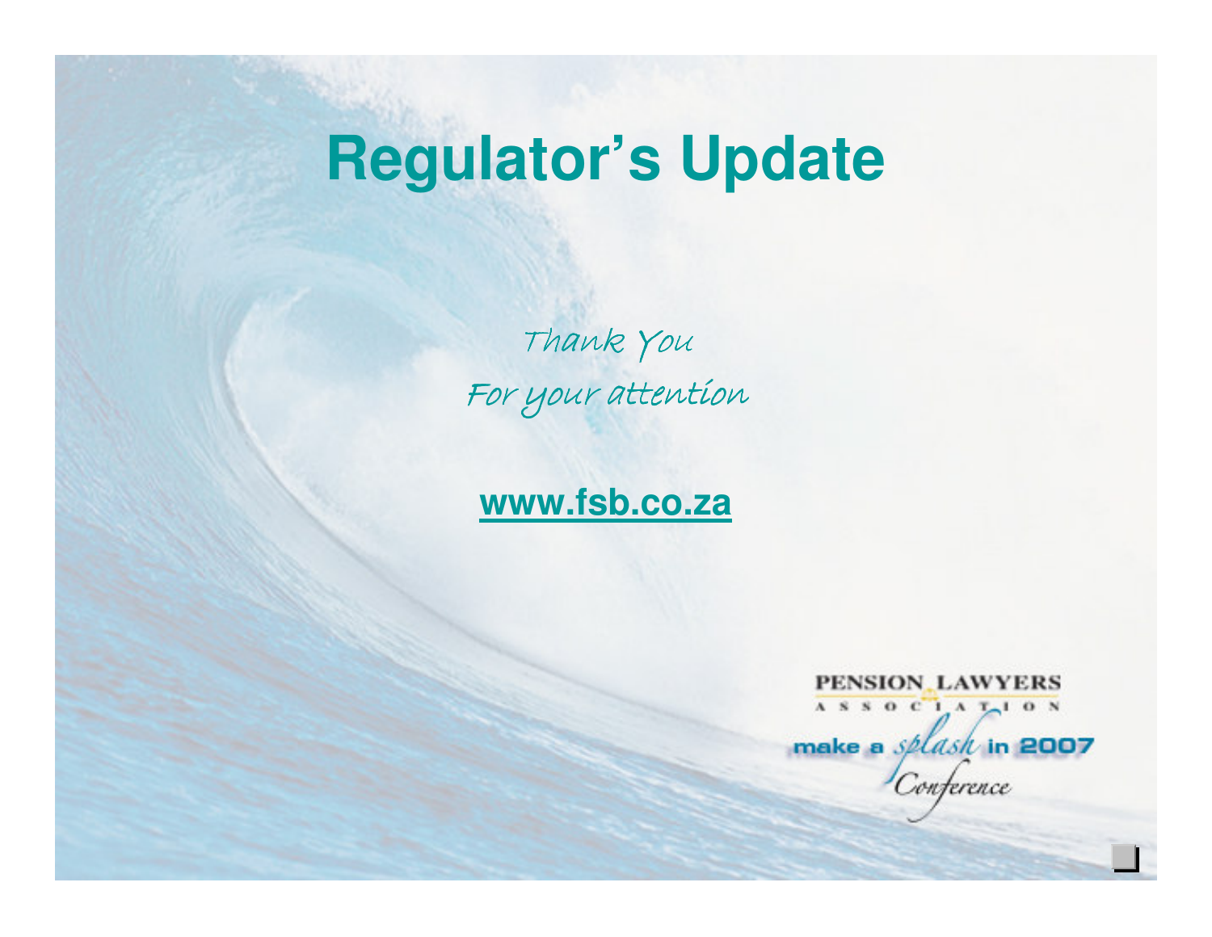# Regulator's Update

*Thank You*
*For your attention*

**www.fsb.co.za**

PENSION LAWYERS ASSOCIATION

make a *splash* in 2007 *Conference*